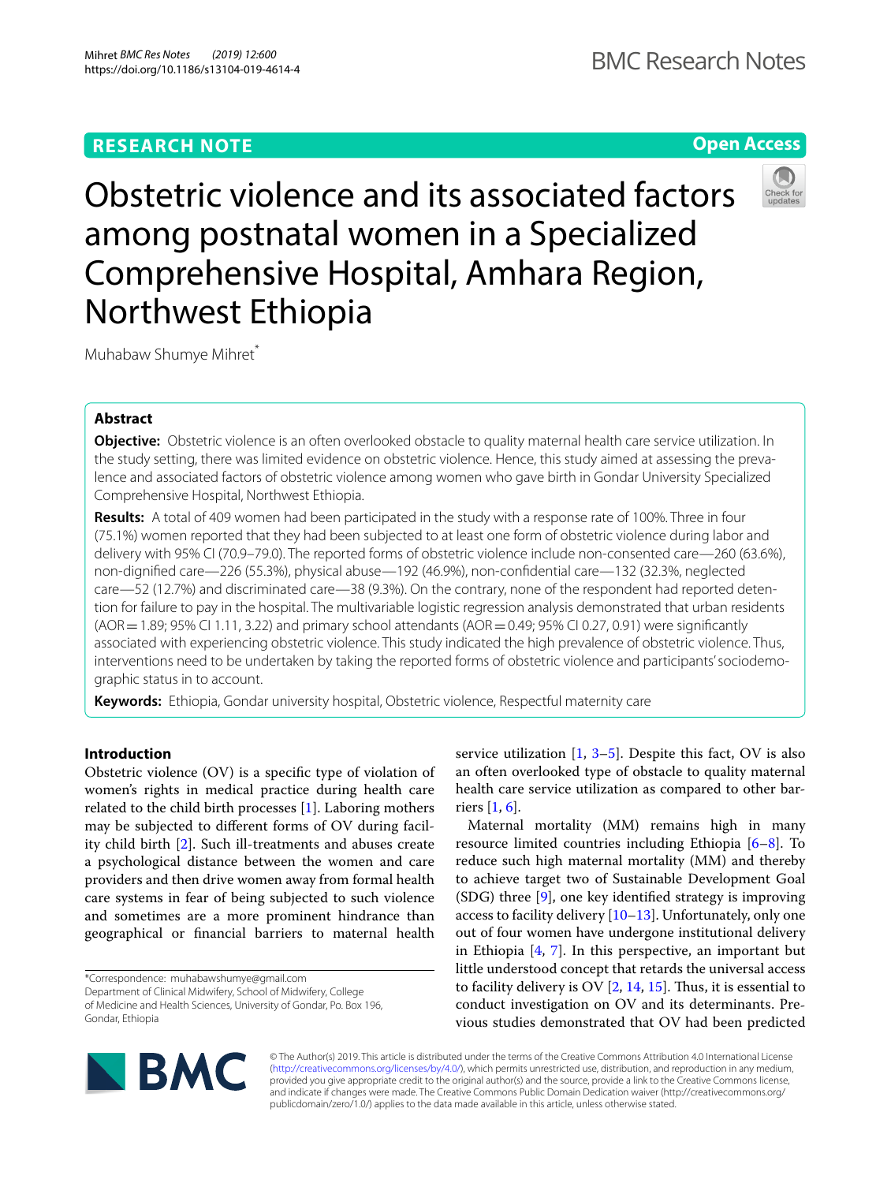RESEARCH NOTE

Open Access

# Obstetric violence and its associated factors among postnatal women in a Specialized Comprehensive Hospital, Amhara Region, Northwest Ethiopia

Muhabaw Shumye Mihret*

## Abstract

**Objective:** Obstetric violence is an often overlooked obstacle to quality maternal health care service utilization. In the study setting, there was limited evidence on obstetric violence. Hence, this study aimed at assessing the prevalence and associated factors of obstetric violence among women who gave birth in Gondar University Specialized Comprehensive Hospital, Northwest Ethiopia.

**Results:** A total of 409 women had been participated in the study with a response rate of 100%. Three in four (75.1%) women reported that they had been subjected to at least one form of obstetric violence during labor and delivery with 95% CI (70.9–79.0). The reported forms of obstetric violence include non-consented care—260 (63.6%), non-dignified care—226 (55.3%), physical abuse—192 (46.9%), non-confidential care—132 (32.3%, neglected care—52 (12.7%) and discriminated care—38 (9.3%). On the contrary, none of the respondent had reported detention for failure to pay in the hospital. The multivariable logistic regression analysis demonstrated that urban residents (AOR = 1.89; 95% CI 1.11, 3.22) and primary school attendants (AOR = 0.49; 95% CI 0.27, 0.91) were significantly associated with experiencing obstetric violence. This study indicated the high prevalence of obstetric violence. Thus, interventions need to be undertaken by taking the reported forms of obstetric violence and participants' sociodemographic status in to account.

**Keywords:** Ethiopia, Gondar university hospital, Obstetric violence, Respectful maternity care

## Introduction

Obstetric violence (OV) is a specific type of violation of women's rights in medical practice during health care related to the child birth processes [1]. Laboring mothers may be subjected to different forms of OV during facility child birth [2]. Such ill-treatments and abuses create a psychological distance between the women and care providers and then drive women away from formal health care systems in fear of being subjected to such violence and sometimes are a more prominent hindrance than geographical or financial barriers to maternal health service utilization [1, 3–5]. Despite this fact, OV is also an often overlooked type of obstacle to quality maternal health care service utilization as compared to other barriers [1, 6].

Maternal mortality (MM) remains high in many resource limited countries including Ethiopia [6–8]. To reduce such high maternal mortality (MM) and thereby to achieve target two of Sustainable Development Goal (SDG) three [9], one key identified strategy is improving access to facility delivery [10–13]. Unfortunately, only one out of four women have undergone institutional delivery in Ethiopia [4, 7]. In this perspective, an important but little understood concept that retards the universal access to facility delivery is OV [2, 14, 15]. Thus, it is essential to conduct investigation on OV and its determinants. Previous studies demonstrated that OV had been predicted

*Correspondence: muhabawshumye@gmail.com
Department of Clinical Midwifery, School of Midwifery, College of Medicine and Health Sciences, University of Gondar, Po. Box 196, Gondar, Ethiopia

© The Author(s) 2019. This article is distributed under the terms of the Creative Commons Attribution 4.0 International License (http://creativecommons.org/licenses/by/4.0/), which permits unrestricted use, distribution, and reproduction in any medium, provided you give appropriate credit to the original author(s) and the source, provide a link to the Creative Commons license, and indicate if changes were made. The Creative Commons Public Domain Dedication waiver (http://creativecommons.org/publicdomain/zero/1.0/) applies to the data made available in this article, unless otherwise stated.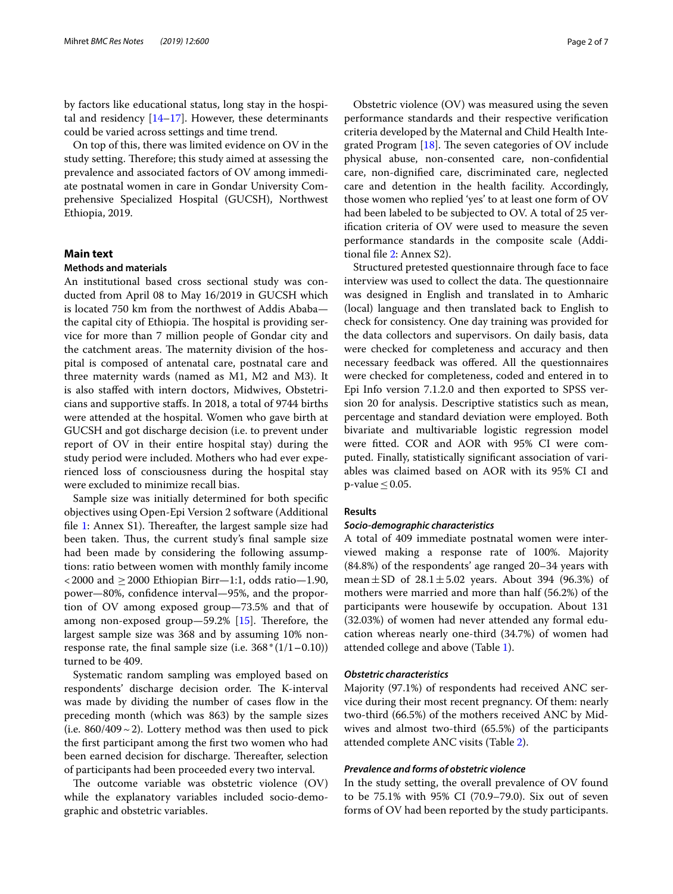by factors like educational status, long stay in the hospital and residency [14–17]. However, these determinants could be varied across settings and time trend.

On top of this, there was limited evidence on OV in the study setting. Therefore; this study aimed at assessing the prevalence and associated factors of OV among immediate postnatal women in care in Gondar University Comprehensive Specialized Hospital (GUCSH), Northwest Ethiopia, 2019.

## Main text

### Methods and materials

An institutional based cross sectional study was conducted from April 08 to May 16/2019 in GUCSH which is located 750 km from the northwest of Addis Ababa—the capital city of Ethiopia. The hospital is providing service for more than 7 million people of Gondar city and the catchment areas. The maternity division of the hospital is composed of antenatal care, postnatal care and three maternity wards (named as M1, M2 and M3). It is also staffed with intern doctors, Midwives, Obstetricians and supportive staffs. In 2018, a total of 9744 births were attended at the hospital. Women who gave birth at GUCSH and got discharge decision (i.e. to prevent under report of OV in their entire hospital stay) during the study period were included. Mothers who had ever experienced loss of consciousness during the hospital stay were excluded to minimize recall bias.

Sample size was initially determined for both specific objectives using Open-Epi Version 2 software (Additional file 1: Annex S1). Thereafter, the largest sample size had been taken. Thus, the current study's final sample size had been made by considering the following assumptions: ratio between women with monthly family income $<2000$ and $\geq 2000$ Ethiopian Birr—1:1, odds ratio—1.90, power—80%, confidence interval—95%, and the proportion of OV among exposed group—73.5% and that of among non-exposed group—59.2% [15]. Therefore, the largest sample size was 368 and by assuming 10% non-response rate, the final sample size (i.e. $368 * (1/1-0.10)$) turned to be 409.

Systematic random sampling was employed based on respondents' discharge decision order. The K-interval was made by dividing the number of cases flow in the preceding month (which was 863) by the sample sizes (i.e. $860/409 \sim 2$). Lottery method was then used to pick the first participant among the first two women who had been earned decision for discharge. Thereafter, selection of participants had been proceeded every two interval.

The outcome variable was obstetric violence (OV) while the explanatory variables included socio-demographic and obstetric variables.

Obstetric violence (OV) was measured using the seven performance standards and their respective verification criteria developed by the Maternal and Child Health Integrated Program [18]. The seven categories of OV include physical abuse, non-consented care, non-confidential care, non-dignified care, discriminated care, neglected care and detention in the health facility. Accordingly, those women who replied 'yes' to at least one form of OV had been labeled to be subjected to OV. A total of 25 verification criteria of OV were used to measure the seven performance standards in the composite scale (Additional file 2: Annex S2).

Structured pretested questionnaire through face to face interview was used to collect the data. The questionnaire was designed in English and translated in to Amharic (local) language and then translated back to English to check for consistency. One day training was provided for the data collectors and supervisors. On daily basis, data were checked for completeness and accuracy and then necessary feedback was offered. All the questionnaires were checked for completeness, coded and entered in to Epi Info version 7.1.2.0 and then exported to SPSS version 20 for analysis. Descriptive statistics such as mean, percentage and standard deviation were employed. Both bivariate and multivariable logistic regression model were fitted. COR and AOR with 95% CI were computed. Finally, statistically significant association of variables was claimed based on AOR with its 95% CI and $p\text{-value} \leq 0.05$.

### Results

#### *Socio-demographic characteristics*

A total of 409 immediate postnatal women were interviewed making a response rate of 100%. Majority (84.8%) of the respondents' age ranged 20–34 years with mean $\pm$ SD of $28.1 \pm 5.02$ years. About 394 (96.3%) of mothers were married and more than half (56.2%) of the participants were housewife by occupation. About 131 (32.03%) of women had never attended any formal education whereas nearly one-third (34.7%) of women had attended college and above (Table 1).

#### *Obstetric characteristics*

Majority (97.1%) of respondents had received ANC service during their most recent pregnancy. Of them: nearly two-third (66.5%) of the mothers received ANC by Midwives and almost two-third (65.5%) of the participants attended complete ANC visits (Table 2).

#### *Prevalence and forms of obstetric violence*

In the study setting, the overall prevalence of OV found to be 75.1% with 95% CI (70.9–79.0). Six out of seven forms of OV had been reported by the study participants.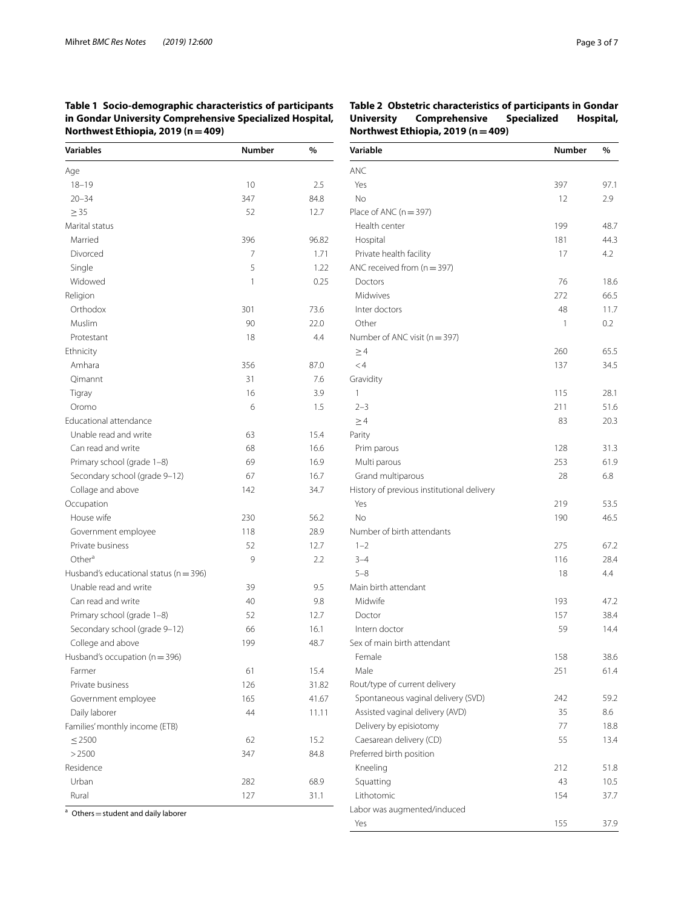**Table 1 Socio-demographic characteristics of participants in Gondar University Comprehensive Specialized Hospital, Northwest Ethiopia, 2019 (n = 409)**

| Variables | Number | % |
|---|---|---|
| Age | | |
| 18–19 | 10 | 2.5 |
| 20–34 | 347 | 84.8 |
| ≥ 35 | 52 | 12.7 |
| Marital status | | |
| Married | 396 | 96.82 |
| Divorced | 7 | 1.71 |
| Single | 5 | 1.22 |
| Widowed | 1 | 0.25 |
| Religion | | |
| Orthodox | 301 | 73.6 |
| Muslim | 90 | 22.0 |
| Protestant | 18 | 4.4 |
| Ethnicity | | |
| Amhara | 356 | 87.0 |
| Qimannt | 31 | 7.6 |
| Tigray | 16 | 3.9 |
| Oromo | 6 | 1.5 |
| Educational attendance | | |
| Unable read and write | 63 | 15.4 |
| Can read and write | 68 | 16.6 |
| Primary school (grade 1–8) | 69 | 16.9 |
| Secondary school (grade 9–12) | 67 | 16.7 |
| Collage and above | 142 | 34.7 |
| Occupation | | |
| House wife | 230 | 56.2 |
| Government employee | 118 | 28.9 |
| Private business | 52 | 12.7 |
| Other[a] | 9 | 2.2 |
| Husband's educational status (n = 396) | | |
| Unable read and write | 39 | 9.5 |
| Can read and write | 40 | 9.8 |
| Primary school (grade 1–8) | 52 | 12.7 |
| Secondary school (grade 9–12) | 66 | 16.1 |
| College and above | 199 | 48.7 |
| Husband's occupation (n = 396) | | |
| Farmer | 61 | 15.4 |
| Private business | 126 | 31.82 |
| Government employee | 165 | 41.67 |
| Daily laborer | 44 | 11.11 |
| Families' monthly income (ETB) | | |
| ≤ 2500 | 62 | 15.2 |
| > 2500 | 347 | 84.8 |
| Residence | | |
| Urban | 282 | 68.9 |
| Rural | 127 | 31.1 |

[a] Others = student and daily laborer

**Table 2 Obstetric characteristics of participants in Gondar University Comprehensive Specialized Hospital, Northwest Ethiopia, 2019 (n = 409)**

| Variable | Number | % |
|---|---|---|
| ANC | | |
| Yes | 397 | 97.1 |
| No | 12 | 2.9 |
| Place of ANC (n = 397) | | |
| Health center | 199 | 48.7 |
| Hospital | 181 | 44.3 |
| Private health facility | 17 | 4.2 |
| ANC received from (n = 397) | | |
| Doctors | 76 | 18.6 |
| Midwives | 272 | 66.5 |
| Inter doctors | 48 | 11.7 |
| Other | 1 | 0.2 |
| Number of ANC visit (n = 397) | | |
| ≥ 4 | 260 | 65.5 |
| < 4 | 137 | 34.5 |
| Gravidity | | |
| 1 | 115 | 28.1 |
| 2–3 | 211 | 51.6 |
| ≥ 4 | 83 | 20.3 |
| Parity | | |
| Prim parous | 128 | 31.3 |
| Multi parous | 253 | 61.9 |
| Grand multiparous | 28 | 6.8 |
| History of previous institutional delivery | | |
| Yes | 219 | 53.5 |
| No | 190 | 46.5 |
| Number of birth attendants | | |
| 1–2 | 275 | 67.2 |
| 3–4 | 116 | 28.4 |
| 5–8 | 18 | 4.4 |
| Main birth attendant | | |
| Midwife | 193 | 47.2 |
| Doctor | 157 | 38.4 |
| Intern doctor | 59 | 14.4 |
| Sex of main birth attendant | | |
| Female | 158 | 38.6 |
| Male | 251 | 61.4 |
| Rout/type of current delivery | | |
| Spontaneous vaginal delivery (SVD) | 242 | 59.2 |
| Assisted vaginal delivery (AVD) | 35 | 8.6 |
| Delivery by episiotomy | 77 | 18.8 |
| Caesarean delivery (CD) | 55 | 13.4 |
| Preferred birth position | | |
| Kneeling | 212 | 51.8 |
| Squatting | 43 | 10.5 |
| Lithotomic | 154 | 37.7 |
| Labor was augmented/induced | | |
| Yes | 155 | 37.9 |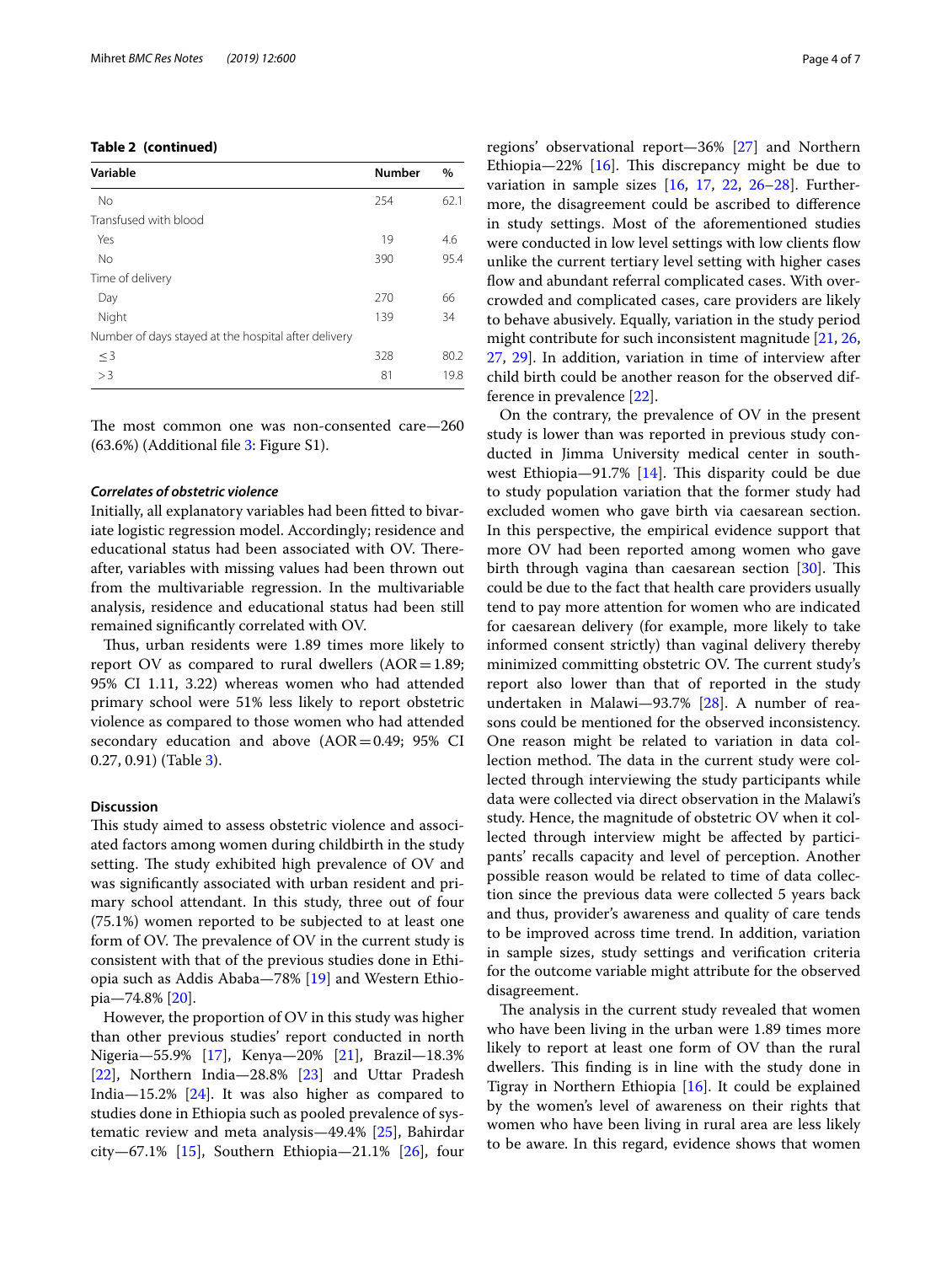**Table 2 (continued)**

| Variable | Number | % |
|---|---|---|
| No | 254 | 62.1 |
| Transfused with blood | | |
| Yes | 19 | 4.6 |
| No | 390 | 95.4 |
| Time of delivery | | |
| Day | 270 | 66 |
| Night | 139 | 34 |
| Number of days stayed at the hospital after delivery | | |
| ≤ 3 | 328 | 80.2 |
| > 3 | 81 | 19.8 |

The most common one was non-consented care—260 (63.6%) (Additional file 3: Figure S1).

### *Correlates of obstetric violence*

Initially, all explanatory variables had been fitted to bivariate logistic regression model. Accordingly; residence and educational status had been associated with OV. Thereafter, variables with missing values had been thrown out from the multivariable regression. In the multivariable analysis, residence and educational status had been still remained significantly correlated with OV.

Thus, urban residents were 1.89 times more likely to report OV as compared to rural dwellers (AOR = 1.89; 95% CI 1.11, 3.22) whereas women who had attended primary school were 51% less likely to report obstetric violence as compared to those women who had attended secondary education and above (AOR = 0.49; 95% CI 0.27, 0.91) (Table 3).

## Discussion

This study aimed to assess obstetric violence and associated factors among women during childbirth in the study setting. The study exhibited high prevalence of OV and was significantly associated with urban resident and primary school attendant. In this study, three out of four (75.1%) women reported to be subjected to at least one form of OV. The prevalence of OV in the current study is consistent with that of the previous studies done in Ethiopia such as Addis Ababa—78% [19] and Western Ethiopia—74.8% [20].

However, the proportion of OV in this study was higher than other previous studies' report conducted in north Nigeria—55.9% [17], Kenya—20% [21], Brazil—18.3% [22], Northern India—28.8% [23] and Uttar Pradesh India—15.2% [24]. It was also higher as compared to studies done in Ethiopia such as pooled prevalence of systematic review and meta analysis—49.4% [25], Bahirdar city—67.1% [15], Southern Ethiopia—21.1% [26], four regions' observational report—36% [27] and Northern Ethiopia—22% [16]. This discrepancy might be due to variation in sample sizes [16, 17, 22, 26–28]. Furthermore, the disagreement could be ascribed to difference in study settings. Most of the aforementioned studies were conducted in low level settings with low clients flow unlike the current tertiary level setting with higher cases flow and abundant referral complicated cases. With overcrowded and complicated cases, care providers are likely to behave abusively. Equally, variation in the study period might contribute for such inconsistent magnitude [21, 26, 27, 29]. In addition, variation in time of interview after child birth could be another reason for the observed difference in prevalence [22].

On the contrary, the prevalence of OV in the present study is lower than was reported in previous study conducted in Jimma University medical center in southwest Ethiopia—91.7% [14]. This disparity could be due to study population variation that the former study had excluded women who gave birth via caesarean section. In this perspective, the empirical evidence support that more OV had been reported among women who gave birth through vagina than caesarean section [30]. This could be due to the fact that health care providers usually tend to pay more attention for women who are indicated for caesarean delivery (for example, more likely to take informed consent strictly) than vaginal delivery thereby minimized committing obstetric OV. The current study's report also lower than that of reported in the study undertaken in Malawi—93.7% [28]. A number of reasons could be mentioned for the observed inconsistency. One reason might be related to variation in data collection method. The data in the current study were collected through interviewing the study participants while data were collected via direct observation in the Malawi's study. Hence, the magnitude of obstetric OV when it collected through interview might be affected by participants' recalls capacity and level of perception. Another possible reason would be related to time of data collection since the previous data were collected 5 years back and thus, provider's awareness and quality of care tends to be improved across time trend. In addition, variation in sample sizes, study settings and verification criteria for the outcome variable might attribute for the observed disagreement.

The analysis in the current study revealed that women who have been living in the urban were 1.89 times more likely to report at least one form of OV than the rural dwellers. This finding is in line with the study done in Tigray in Northern Ethiopia [16]. It could be explained by the women's level of awareness on their rights that women who have been living in rural area are less likely to be aware. In this regard, evidence shows that women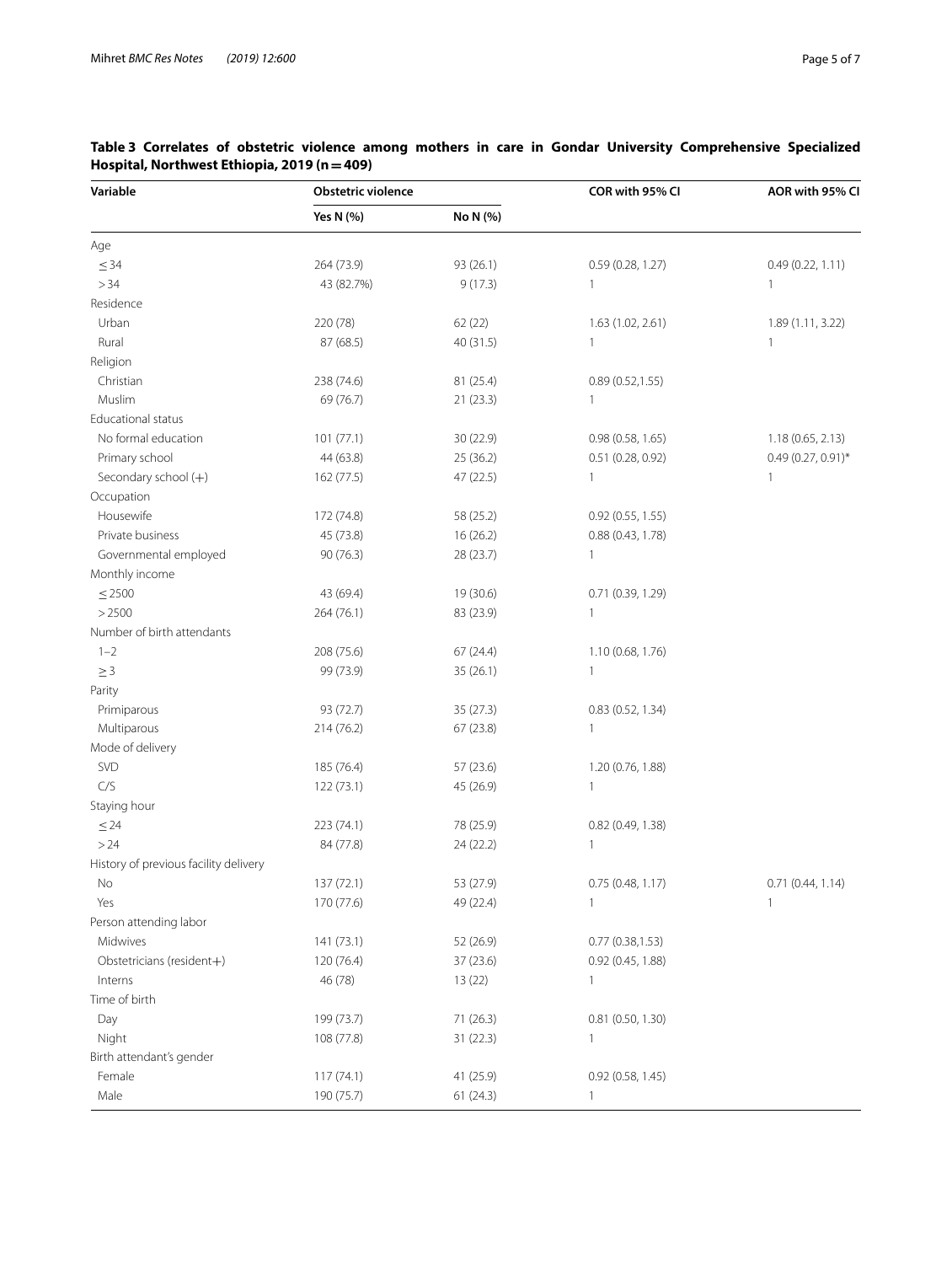**Table 3 Correlates of obstetric violence among mothers in care in Gondar University Comprehensive Specialized Hospital, Northwest Ethiopia, 2019 (n = 409)**

| Variable | Obstetric violence | | COR with 95% CI | AOR with 95% CI |
|---|---|---|---|---|
| | Yes N (%) | No N (%) | | |
| Age | | | | |
| ≤ 34 | 264 (73.9) | 93 (26.1) | 0.59 (0.28, 1.27) | 0.49 (0.22, 1.11) |
| > 34 | 43 (82.7%) | 9 (17.3) | 1 | 1 |
| Residence | | | | |
| Urban | 220 (78) | 62 (22) | 1.63 (1.02, 2.61) | 1.89 (1.11, 3.22) |
| Rural | 87 (68.5) | 40 (31.5) | 1 | 1 |
| Religion | | | | |
| Christian | 238 (74.6) | 81 (25.4) | 0.89 (0.52,1.55) | |
| Muslim | 69 (76.7) | 21 (23.3) | 1 | |
| Educational status | | | | |
| No formal education | 101 (77.1) | 30 (22.9) | 0.98 (0.58, 1.65) | 1.18 (0.65, 2.13) |
| Primary school | 44 (63.8) | 25 (36.2) | 0.51 (0.28, 0.92) | 0.49 (0.27, 0.91)* |
| Secondary school (+) | 162 (77.5) | 47 (22.5) | 1 | 1 |
| Occupation | | | | |
| Housewife | 172 (74.8) | 58 (25.2) | 0.92 (0.55, 1.55) | |
| Private business | 45 (73.8) | 16 (26.2) | 0.88 (0.43, 1.78) | |
| Governmental employed | 90 (76.3) | 28 (23.7) | 1 | |
| Monthly income | | | | |
| ≤ 2500 | 43 (69.4) | 19 (30.6) | 0.71 (0.39, 1.29) | |
| > 2500 | 264 (76.1) | 83 (23.9) | 1 | |
| Number of birth attendants | | | | |
| 1–2 | 208 (75.6) | 67 (24.4) | 1.10 (0.68, 1.76) | |
| ≥ 3 | 99 (73.9) | 35 (26.1) | 1 | |
| Parity | | | | |
| Primiparous | 93 (72.7) | 35 (27.3) | 0.83 (0.52, 1.34) | |
| Multiparous | 214 (76.2) | 67 (23.8) | 1 | |
| Mode of delivery | | | | |
| SVD | 185 (76.4) | 57 (23.6) | 1.20 (0.76, 1.88) | |
| C/S | 122 (73.1) | 45 (26.9) | 1 | |
| Staying hour | | | | |
| ≤ 24 | 223 (74.1) | 78 (25.9) | 0.82 (0.49, 1.38) | |
| > 24 | 84 (77.8) | 24 (22.2) | 1 | |
| History of previous facility delivery | | | | |
| No | 137 (72.1) | 53 (27.9) | 0.75 (0.48, 1.17) | 0.71 (0.44, 1.14) |
| Yes | 170 (77.6) | 49 (22.4) | 1 | 1 |
| Person attending labor | | | | |
| Midwives | 141 (73.1) | 52 (26.9) | 0.77 (0.38,1.53) | |
| Obstetricians (resident+) | 120 (76.4) | 37 (23.6) | 0.92 (0.45, 1.88) | |
| Interns | 46 (78) | 13 (22) | 1 | |
| Time of birth | | | | |
| Day | 199 (73.7) | 71 (26.3) | 0.81 (0.50, 1.30) | |
| Night | 108 (77.8) | 31 (22.3) | 1 | |
| Birth attendant's gender | | | | |
| Female | 117 (74.1) | 41 (25.9) | 0.92 (0.58, 1.45) | |
| Male | 190 (75.7) | 61 (24.3) | 1 | |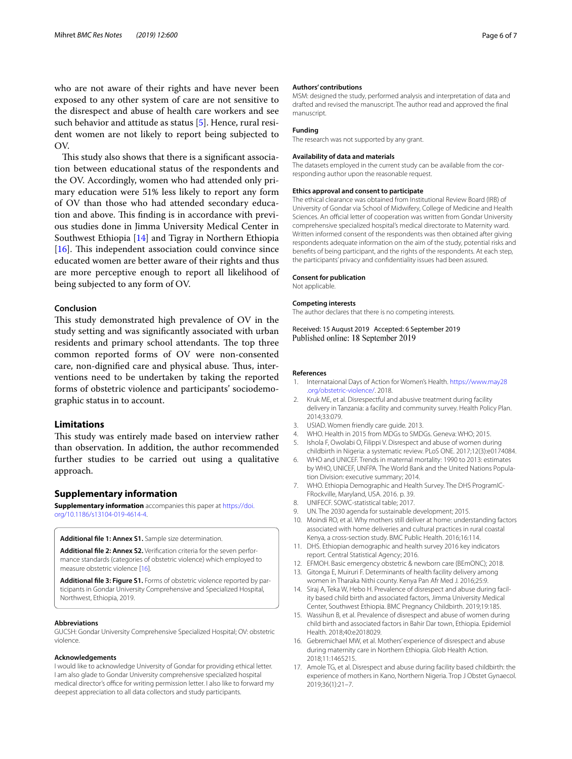who are not aware of their rights and have never been exposed to any other system of care are not sensitive to the disrespect and abuse of health care workers and see such behavior and attitude as status [5]. Hence, rural resident women are not likely to report being subjected to OV.

This study also shows that there is a significant association between educational status of the respondents and the OV. Accordingly, women who had attended only primary education were 51% less likely to report any form of OV than those who had attended secondary education and above. This finding is in accordance with previous studies done in Jimma University Medical Center in Southwest Ethiopia [14] and Tigray in Northern Ethiopia [16]. This independent association could convince since educated women are better aware of their rights and thus are more perceptive enough to report all likelihood of being subjected to any form of OV.

### Conclusion

This study demonstrated high prevalence of OV in the study setting and was significantly associated with urban residents and primary school attendants. The top three common reported forms of OV were non-consented care, non-dignified care and physical abuse. Thus, interventions need to be undertaken by taking the reported forms of obstetric violence and participants' sociodemographic status in to account.

## Limitations

This study was entirely made based on interview rather than observation. In addition, the author recommended further studies to be carried out using a qualitative approach.

## Supplementary information

**Supplementary information** accompanies this paper at https://doi.org/10.1186/s13104-019-4614-4.

**Additional file 1: Annex S1.** Sample size determination.

**Additional file 2: Annex S2.** Verification criteria for the seven performance standards (categories of obstetric violence) which employed to measure obstetric violence [16].

**Additional file 3: Figure S1.** Forms of obstetric violence reported by participants in Gondar University Comprehensive and Specialized Hospital, Northwest, Ethiopia, 2019.

### Abbreviations

GUCSH: Gondar University Comprehensive Specialized Hospital; OV: obstetric violence.

### Acknowledgements

I would like to acknowledge University of Gondar for providing ethical letter. I am also glade to Gondar University comprehensive specialized hospital medical director's office for writing permission letter. I also like to forward my deepest appreciation to all data collectors and study participants.

### Authors' contributions

MSM: designed the study, performed analysis and interpretation of data and drafted and revised the manuscript. The author read and approved the final manuscript.

### Funding

The research was not supported by any grant.

### Availability of data and materials

The datasets employed in the current study can be available from the corresponding author upon the reasonable request.

### Ethics approval and consent to participate

The ethical clearance was obtained from Institutional Review Board (IRB) of University of Gondar via School of Midwifery, College of Medicine and Health Sciences. An official letter of cooperation was written from Gondar University comprehensive specialized hospital's medical directorate to Maternity ward. Written informed consent of the respondents was then obtained after giving respondents adequate information on the aim of the study, potential risks and benefits of being participant, and the rights of the respondents. At each step, the participants' privacy and confidentiality issues had been assured.

### Consent for publication

Not applicable.

### Competing interests

The author declares that there is no competing interests.

Received: 15 August 2019 Accepted: 6 September 2019
Published online: 18 September 2019

### References

1. Internataional Days of Action for Women's Health. https://www.may28.org/obstetric-violence/. 2018.
2. Kruk ME, et al. Disrespectful and abusive treatment during facility delivery in Tanzania: a facility and community survey. Health Policy Plan. 2014;33:079.
3. USIAD. Women friendly care guide. 2013.
4. WHO. Health in 2015 from MDGs to SMDGs. Geneva: WHO; 2015.
5. Ishola F, Owolabi O, Filippi V. Disrespect and abuse of women during childbirth in Nigeria: a systematic review. PLoS ONE. 2017;12(3):e0174084.
6. WHO and UNICEF. Trends in maternal mortality: 1990 to 2013: estimates by WHO, UNICEF, UNFPA. The World Bank and the United Nations Population Division: executive summary; 2014.
7. WHO. Ethiopia Demographic and Health Survey. The DHS ProgramICFRockville, Maryland, USA. 2016. p. 39.
8. UNIFECF. SOWC-statistical table; 2017.
9. UN. The 2030 agenda for sustainable development; 2015.
10. Moindi RO, et al. Why mothers still deliver at home: understanding factors associated with home deliveries and cultural practices in rural coastal Kenya, a cross-section study. BMC Public Health. 2016;16:114.
11. DHS. Ethiopian demographic and health survey 2016 key indicators report. Central Statistical Agency; 2016.
12. EFMOH. Basic emergency obstetric & newborn care (BEmONC); 2018.
13. Gitonga E, Muiruri F. Determinants of health facility delivery among women in Tharaka Nithi county. Kenya Pan Afr Med J. 2016;25:9.
14. Siraj A, Teka W, Hebo H. Prevalence of disrespect and abuse during facility based child birth and associated factors, Jimma University Medical Center, Southwest Ethiopia. BMC Pregnancy Childbirth. 2019;19:185.
15. Wassihun B, et al. Prevalence of disrespect and abuse of women during child birth and associated factors in Bahir Dar town, Ethiopia. Epidemiol Health. 2018;40:e2018029.
16. Gebremichael MW, et al. Mothers' experience of disrespect and abuse during maternity care in Northern Ethiopia. Glob Health Action. 2018;11:1465215.
17. Amole TG, et al. Disrespect and abuse during facility based childbirth: the experience of mothers in Kano, Northern Nigeria. Trop J Obstet Gynaecol. 2019;36(1):21–7.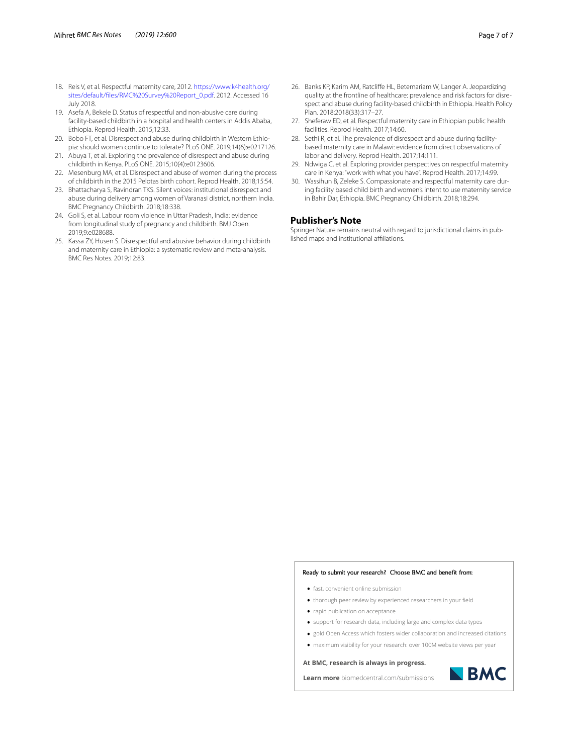18. Reis V, et al. Respectful maternity care, 2012. https://www.k4health.org/sites/default/files/RMC%20Survey%20Report_0.pdf. 2012. Accessed 16 July 2018.
19. Asefa A, Bekele D. Status of respectful and non-abusive care during facility-based childbirth in a hospital and health centers in Addis Ababa, Ethiopia. Reprod Health. 2015;12:33.
20. Bobo FT, et al. Disrespect and abuse during childbirth in Western Ethiopia: should women continue to tolerate? PLoS ONE. 2019;14(6):e0217126.
21. Abuya T, et al. Exploring the prevalence of disrespect and abuse during childbirth in Kenya. PLoS ONE. 2015;10(4):e0123606.
22. Mesenburg MA, et al. Disrespect and abuse of women during the process of childbirth in the 2015 Pelotas birth cohort. Reprod Health. 2018;15:54.
23. Bhattacharya S, Ravindran TKS. Silent voices: institutional disrespect and abuse during delivery among women of Varanasi district, northern India. BMC Pregnancy Childbirth. 2018;18:338.
24. Goli S, et al. Labour room violence in Uttar Pradesh, India: evidence from longitudinal study of pregnancy and childbirth. BMJ Open. 2019;9:e028688.
25. Kassa ZY, Husen S. Disrespectful and abusive behavior during childbirth and maternity care in Ethiopia: a systematic review and meta-analysis. BMC Res Notes. 2019;12:83.
26. Banks KP, Karim AM, Ratcliffe HL, Betemariam W, Langer A. Jeopardizing quality at the frontline of healthcare: prevalence and risk factors for disrespect and abuse during facility-based childbirth in Ethiopia. Health Policy Plan. 2018;2018(33):317–27.
27. Sheferaw ED, et al. Respectful maternity care in Ethiopian public health facilities. Reprod Health. 2017;14:60.
28. Sethi R, et al. The prevalence of disrespect and abuse during facility-based maternity care in Malawi: evidence from direct observations of labor and delivery. Reprod Health. 2017;14:111.
29. Ndwiga C, et al. Exploring provider perspectives on respectful maternity care in Kenya: "work with what you have". Reprod Health. 2017;14:99.
30. Wassihun B, Zeleke S. Compassionate and respectful maternity care during facility based child birth and women's intent to use maternity service in Bahir Dar, Ethiopia. BMC Pregnancy Childbirth. 2018;18:294.

## Publisher's Note

Springer Nature remains neutral with regard to jurisdictional claims in published maps and institutional affiliations.

Ready to submit your research? Choose BMC and benefit from:

- fast, convenient online submission
- thorough peer review by experienced researchers in your field
- rapid publication on acceptance
- support for research data, including large and complex data types
- gold Open Access which fosters wider collaboration and increased citations
- maximum visibility for your research: over 100M website views per year

**At BMC, research is always in progress.**

**Learn more** biomedcentral.com/submissions

BMC